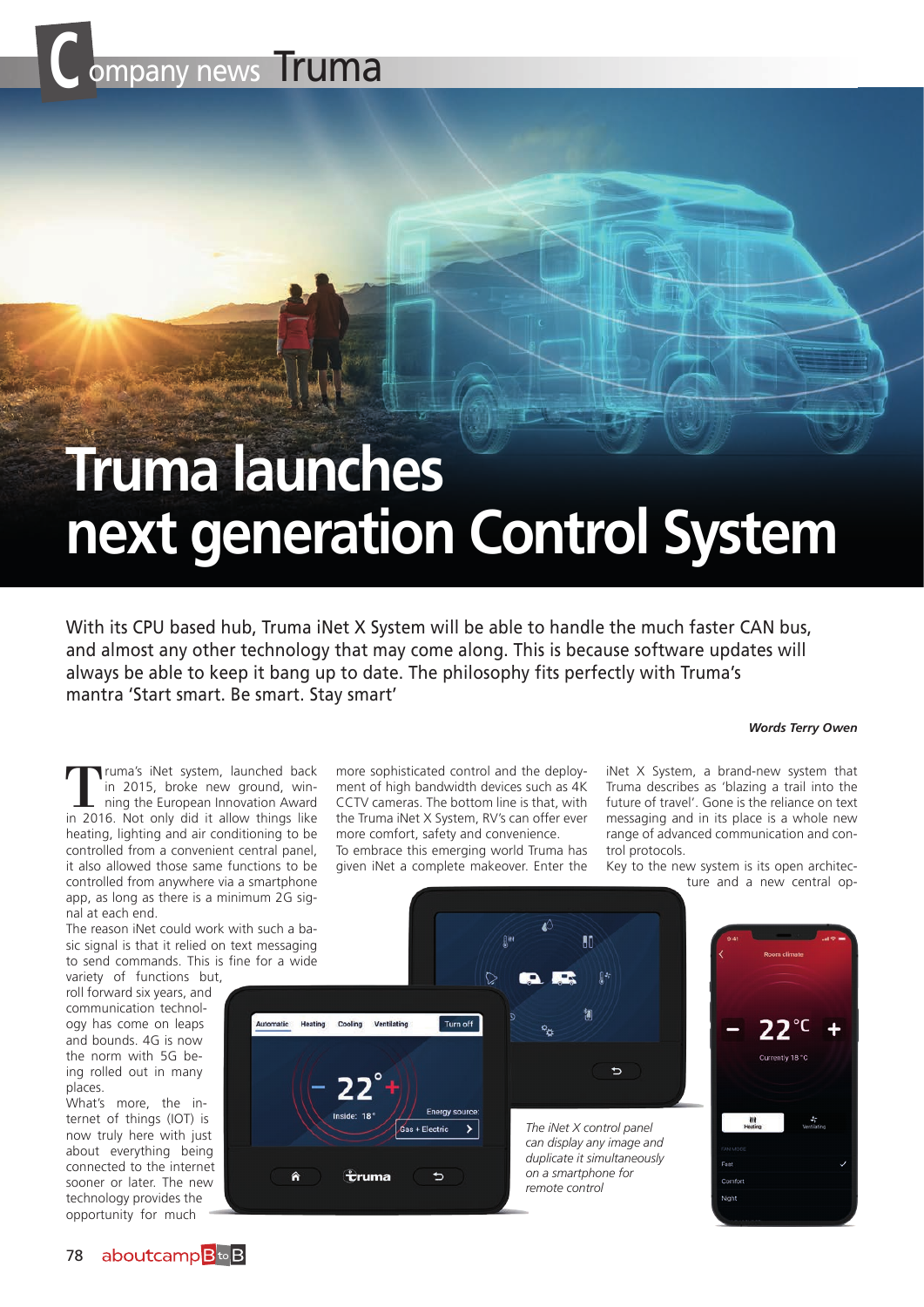# Truma launches next generation Control System

With its CPU based hub, Truma iNet X System will be able to handle the much faster CAN bus, and almost any other technology that may come along. This is because software updates will always be able to keep it bang up to date. The philosophy fits perfectly with Truma's mantra 'Start smart. Be smart. Stay smart'

*Words Terry Owen*

Truma's iNet system, launched back in 2015, broke new ground, winning the European Innovation Award in 2016. Not only did it allow things like heating, lighting and air conditioning to be controlled from a convenient central panel, it also allowed those same functions to be controlled from anywhere via a smartphone app, as long as there is a minimum 2G signal at each end.

The reason iNet could work with such a basic signal is that it relied on text messaging to send commands. This is fine for a wide variety of functions but, roll forward six years, and communication technology has come on leaps and bounds. 4G is now the norm with 5G being rolled out in many places.

What's more, the internet of things (IOT) is now truly here with just about everything being connected to the internet sooner or later. The new technology provides the opportunity for much more sophisticated control and the deployment of high bandwidth devices such as 4K CCTV cameras. The bottom line is that, with the Truma iNet X System, RV's can offer ever more comfort, safety and convenience.

To embrace this emerging world Truma has given iNet a complete makeover. Enter the iNet X System, a brand-new system that Truma describes as 'blazing a trail into the future of travel'. Gone is the reliance on text messaging and in its place is a whole new range of advanced communication and control protocols.

Key to the new system is its open architecture and a new central op-

*The iNet X control panel can display any image and duplicate it simultaneously on a smartphone for remote control*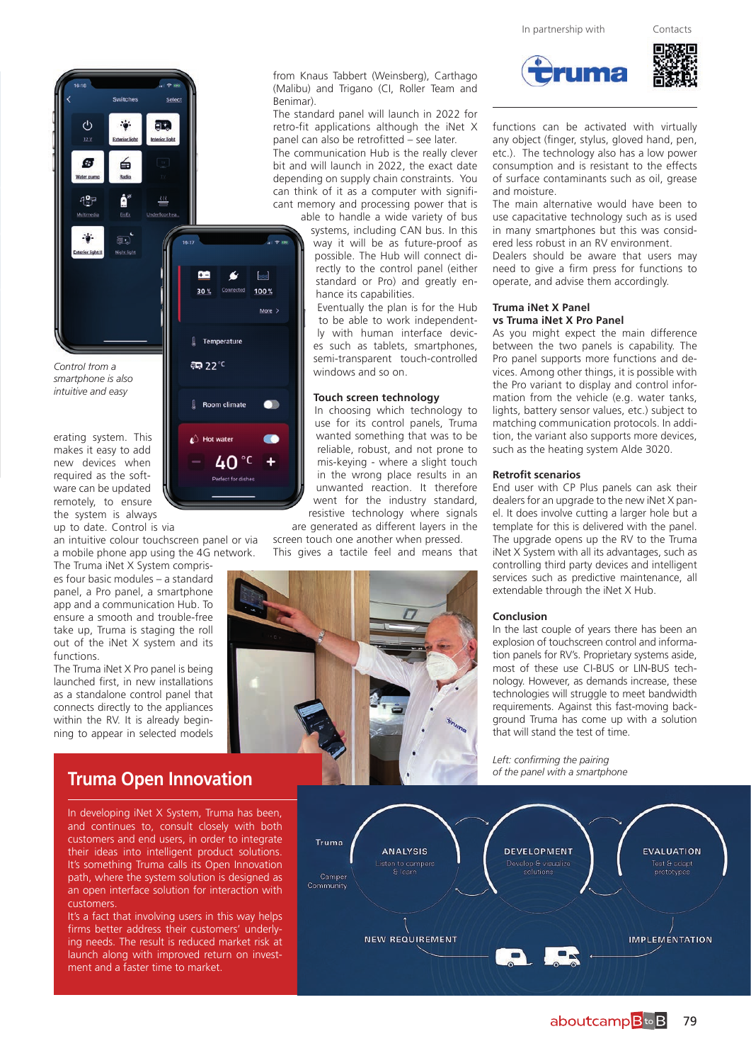from Knaus Tabbert (Weinsberg), Carthago (Malibu) and Trigano (CI, Roller Team and Benimar).

The standard panel will launch in 2022 for retro-fit applications although the iNet X panel can also be retrofitted – see later.

The communication Hub is the really clever bit and will launch in 2022, the exact date depending on supply chain constraints. You can think of it as a computer with significant memory and processing power that is able to handle a wide variety of bus systems, including CAN bus. In this way it will be as future-proof as possible. The Hub will connect directly to the control panel (either standard or Pro) and greatly enhance its capabilities.

Eventually the plan is for the Hub to be able to work independently with human interface devices such as tablets, smartphones, semi-transparent touch-controlled windows and so on.

### Touch screen technology

In choosing which technology to use for its control panels, Truma wanted something that was to be reliable, robust, and not prone to mis-keying - where a slight touch in the wrong place results in an unwanted reaction. It therefore went for the industry standard, resistive technology where signals are generated as different layers in the screen touch one another when pressed. This gives a tactile feel and means that functions can be activated with virtually any object (finger, stylus, gloved hand, pen, etc.). The technology also has a low power consumption and is resistant to the effects of surface contaminants such as oil, grease and moisture.

The main alternative would have been to use capacitative technology such as is used in many smartphones but this was considered less robust in an RV environment.

Dealers should be aware that users may need to give a firm press for functions to operate, and advise them accordingly.

*Control from a smartphone is also intuitive and easy*

erating system. This makes it easy to add new devices when required as the software can be updated remotely, to ensure the system is always up to date. Control is via an intuitive colour touchscreen panel or via a mobile phone app using the 4G network.

The Truma iNet X System comprises of four basic modules – a standard panel, a Pro panel, a smartphone app and a communication Hub. To ensure a smooth and trouble-free take up, Truma is staging the roll out of the iNet X system and its functions.

The Truma iNet X Pro panel is being launched first, in new installations as a standalone control panel that connects directly to the appliances within the RV. It is already beginning to appear in selected models

### Truma iNet X Panel vs Truma iNet X Pro Panel

As you might expect the main difference between the two panels is capability. The Pro panel supports more functions and devices. Among other things, it is possible with the Pro variant to display and control information from the vehicle (e.g. water tanks, lights, battery sensor values, etc.) subject to matching communication protocols. In addition, the variant also supports more devices, such as the heating system Alde 3020.

### Retrofit scenarios

End user with CP Plus panels can ask their dealers for an upgrade to the new iNet X panel. It does involve cutting a larger hole but a template for this is delivered with the panel. The upgrade opens up the RV to the Truma iNet X System with all its advantages, such as controlling third party devices and intelligent services such as predictive maintenance, all extendable through the iNet X Hub.

### Conclusion

In the last couple of years there has been an explosion of touchscreen control and information panels for RV's. Proprietary systems aside, most of these use CI-BUS or LIN-BUS technology. However, as demands increase, these technologies will struggle to meet bandwidth requirements. Against this fast-moving background Truma has come up with a solution that will stand the test of time.

*Left: confirming the pairing of the panel with a smartphone*

## Truma Open Innovation

In developing iNet X System, Truma has been, and continues to, consult closely with both customers and end users, in order to integrate their ideas into intelligent product solutions. It's something Truma calls its Open Innovation path, where the system solution is designed as an open interface solution for interaction with customers.

It's a fact that involving users in this way helps firms better address their customers' underlying needs. The result is reduced market risk at launch along with improved return on investment and a faster time to market.

Truma
Camper Community
ANALYSIS
Listen to compare & learn
DEVELOPMENT
Develop & visualize solutions
EVALUATION
Test & adapt prototypes
NEW REQUIREMENT
IMPLEMENTATION